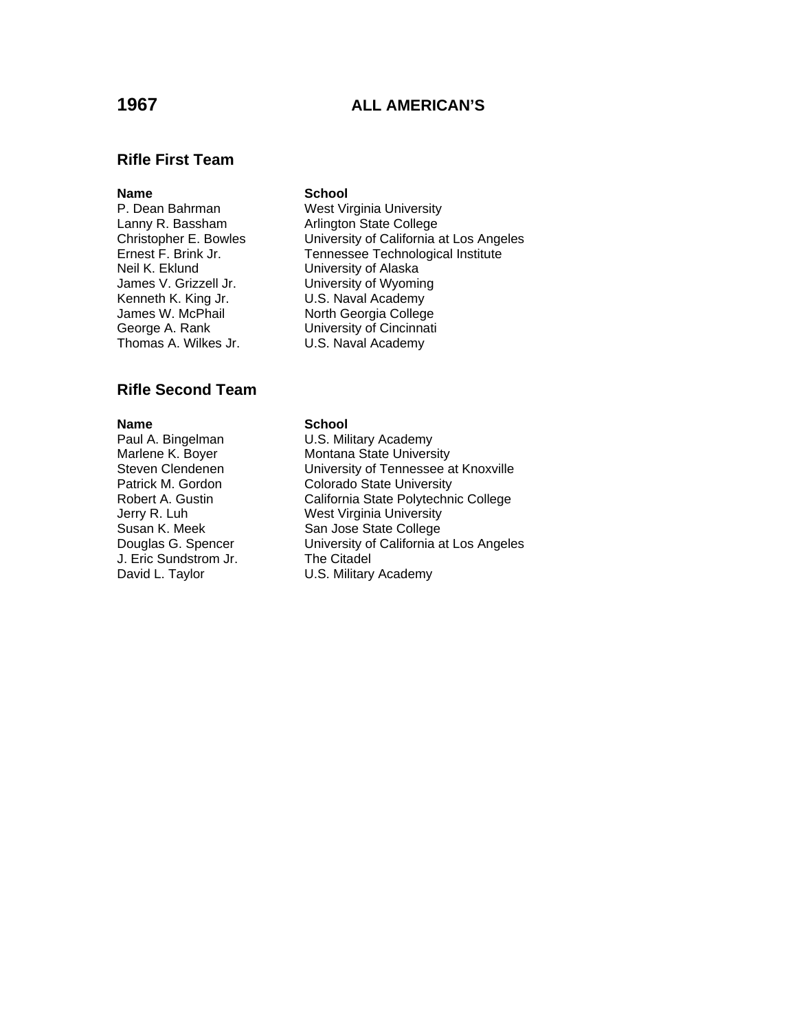# 1967 ALL AMERICAN'S

## Rifle First Team

| Name | School |
| --- | --- |
| P. Dean Bahrman | West Virginia University |
| Lanny R. Bassham | Arlington State College |
| Christopher E. Bowles | University of California at Los Angeles |
| Ernest F. Brink Jr. | Tennessee Technological Institute |
| Neil K. Eklund | University of Alaska |
| James V. Grizzell Jr. | University of Wyoming |
| Kenneth K. King Jr. | U.S. Naval Academy |
| James W. McPhail | North Georgia College |
| George A. Rank | University of Cincinnati |
| Thomas A. Wilkes Jr. | U.S. Naval Academy |

## Rifle Second Team

| Name | School |
| --- | --- |
| Paul A. Bingelman | U.S. Military Academy |
| Marlene K. Boyer | Montana State University |
| Steven Clendenen | University of Tennessee at Knoxville |
| Patrick M. Gordon | Colorado State University |
| Robert A. Gustin | California State Polytechnic College |
| Jerry R. Luh | West Virginia University |
| Susan K. Meek | San Jose State College |
| Douglas G. Spencer | University of California at Los Angeles |
| J. Eric Sundstrom Jr. | The Citadel |
| David L. Taylor | U.S. Military Academy |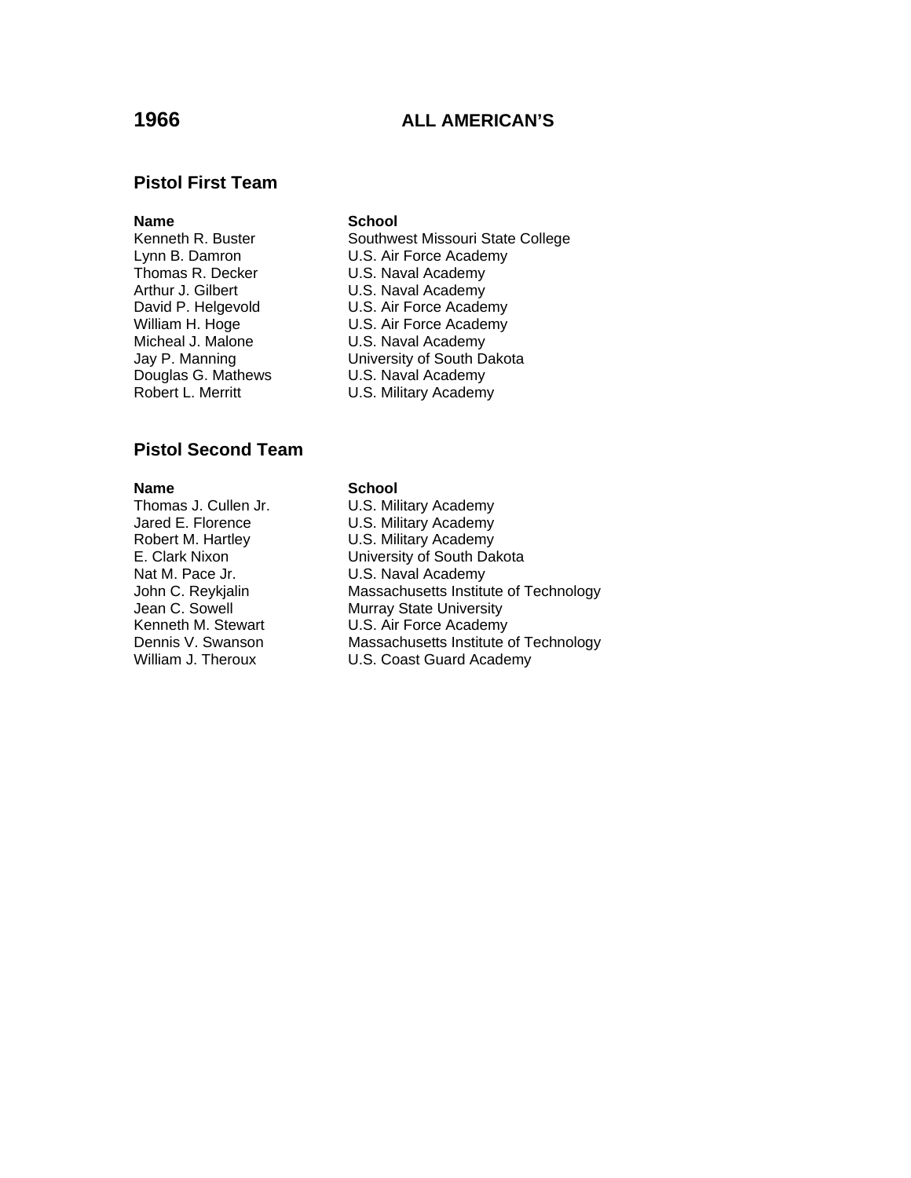# 1966 ALL AMERICAN'S

## Pistol First Team

| Name | School |
|---|---|
| Kenneth R. Buster | Southwest Missouri State College |
| Lynn B. Damron | U.S. Air Force Academy |
| Thomas R. Decker | U.S. Naval Academy |
| Arthur J. Gilbert | U.S. Naval Academy |
| David P. Helgevold | U.S. Air Force Academy |
| William H. Hoge | U.S. Air Force Academy |
| Micheal J. Malone | U.S. Naval Academy |
| Jay P. Manning | University of South Dakota |
| Douglas G. Mathews | U.S. Naval Academy |
| Robert L. Merritt | U.S. Military Academy |

## Pistol Second Team

| Name | School |
|---|---|
| Thomas J. Cullen Jr. | U.S. Military Academy |
| Jared E. Florence | U.S. Military Academy |
| Robert M. Hartley | U.S. Military Academy |
| E. Clark Nixon | University of South Dakota |
| Nat M. Pace Jr. | U.S. Naval Academy |
| John C. Reykjalin | Massachusetts Institute of Technology |
| Jean C. Sowell | Murray State University |
| Kenneth M. Stewart | U.S. Air Force Academy |
| Dennis V. Swanson | Massachusetts Institute of Technology |
| William J. Theroux | U.S. Coast Guard Academy |